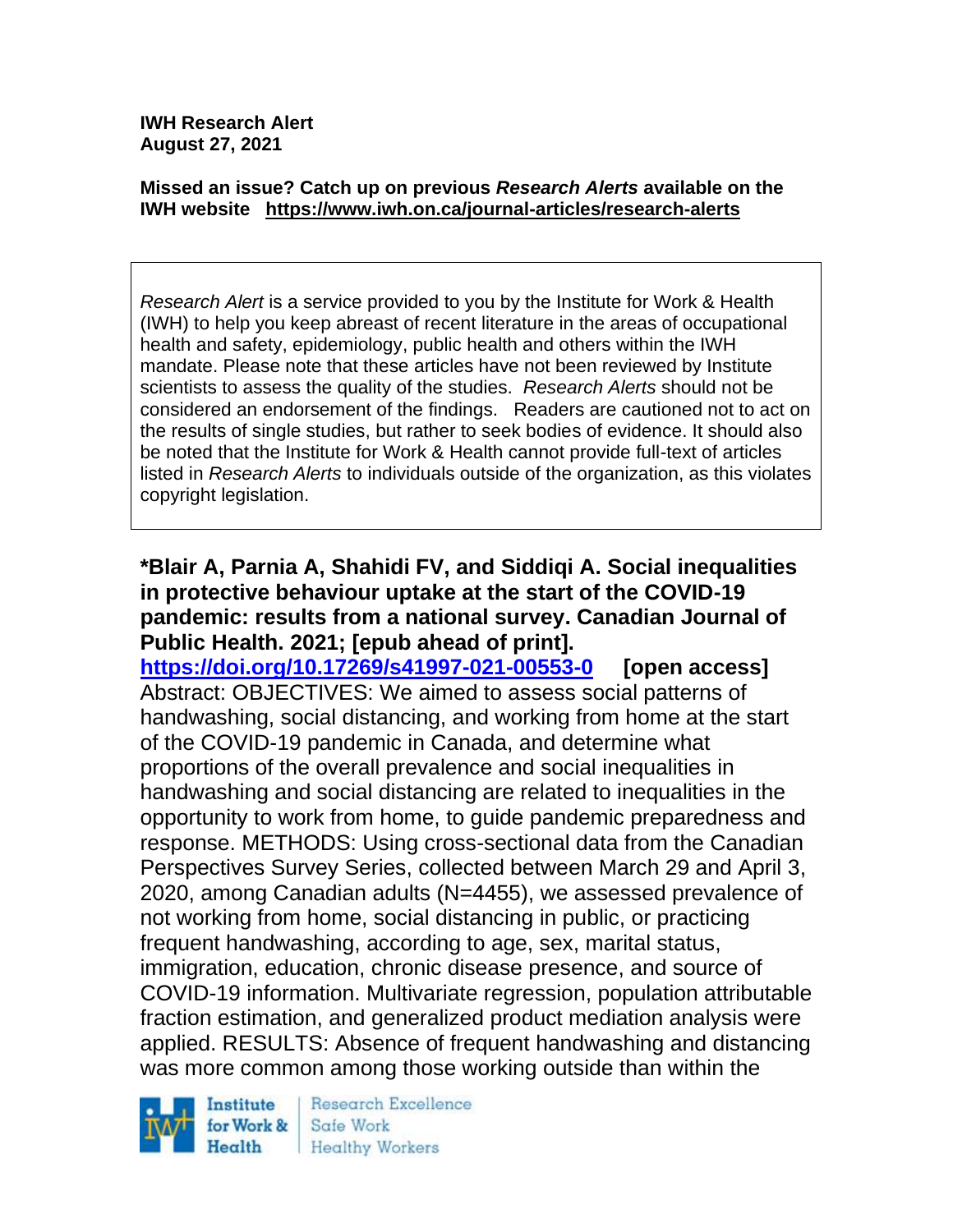**IWH Research Alert**
**August 27, 2021**

**Missed an issue? Catch up on previous *Research Alerts* available on the IWH website https://www.iwh.on.ca/journal-articles/research-alerts**

*Research Alert* is a service provided to you by the Institute for Work & Health (IWH) to help you keep abreast of recent literature in the areas of occupational health and safety, epidemiology, public health and others within the IWH mandate. Please note that these articles have not been reviewed by Institute scientists to assess the quality of the studies. *Research Alerts* should not be considered an endorsement of the findings. Readers are cautioned not to act on the results of single studies, but rather to seek bodies of evidence. It should also be noted that the Institute for Work & Health cannot provide full-text of articles listed in *Research Alerts* to individuals outside of the organization, as this violates copyright legislation.

**\*Blair A, Parnia A, Shahidi FV, and Siddiqi A. Social inequalities in protective behaviour uptake at the start of the COVID-19 pandemic: results from a national survey. Canadian Journal of Public Health. 2021; [epub ahead of print].**
**https://doi.org/10.17269/s41997-021-00553-0 [open access]**
Abstract: OBJECTIVES: We aimed to assess social patterns of handwashing, social distancing, and working from home at the start of the COVID-19 pandemic in Canada, and determine what proportions of the overall prevalence and social inequalities in handwashing and social distancing are related to inequalities in the opportunity to work from home, to guide pandemic preparedness and response. METHODS: Using cross-sectional data from the Canadian Perspectives Survey Series, collected between March 29 and April 3, 2020, among Canadian adults (N=4455), we assessed prevalence of not working from home, social distancing in public, or practicing frequent handwashing, according to age, sex, marital status, immigration, education, chronic disease presence, and source of COVID-19 information. Multivariate regression, population attributable fraction estimation, and generalized product mediation analysis were applied. RESULTS: Absence of frequent handwashing and distancing was more common among those working outside than within the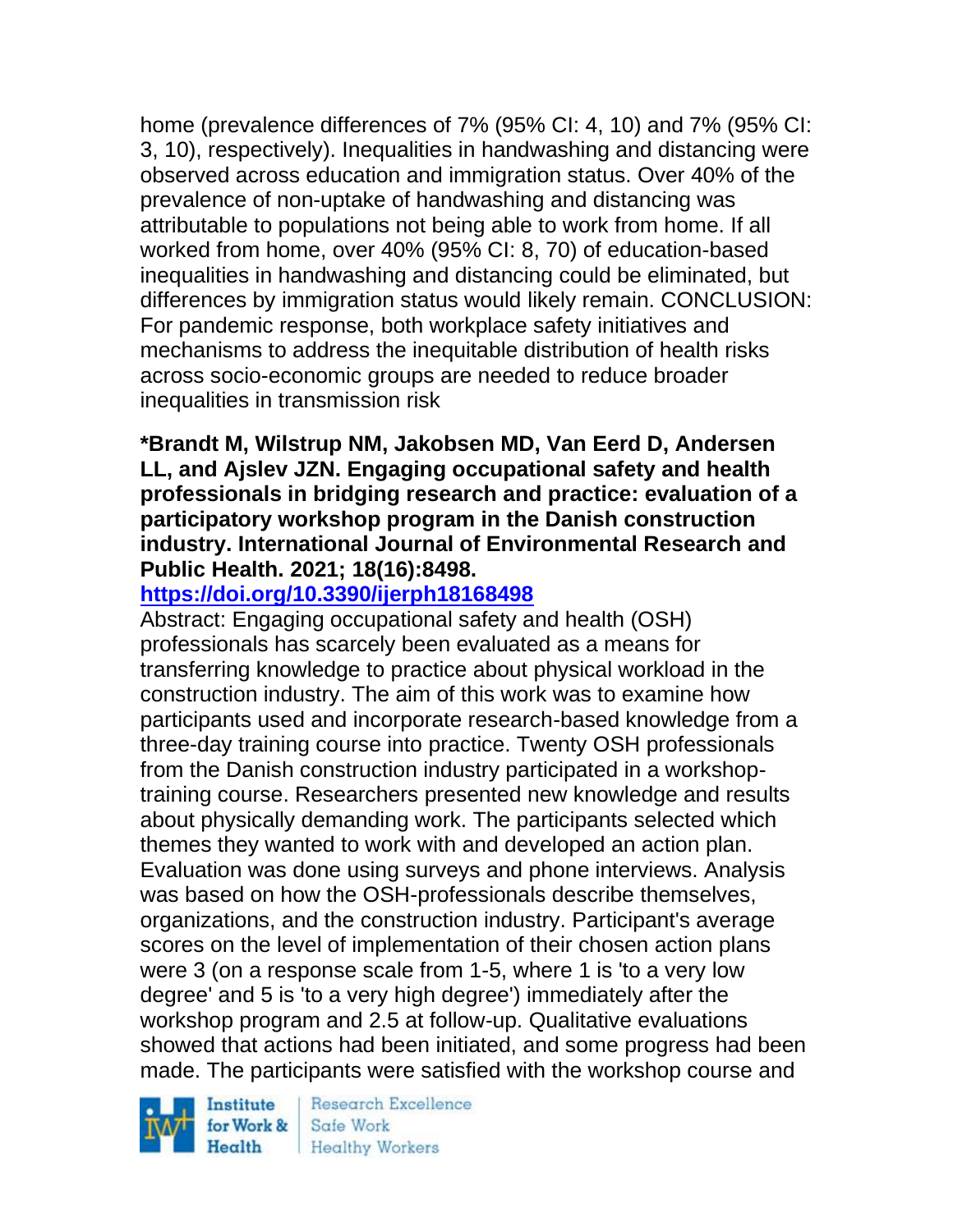home (prevalence differences of 7% (95% CI: 4, 10) and 7% (95% CI: 3, 10), respectively). Inequalities in handwashing and distancing were observed across education and immigration status. Over 40% of the prevalence of non-uptake of handwashing and distancing was attributable to populations not being able to work from home. If all worked from home, over 40% (95% CI: 8, 70) of education-based inequalities in handwashing and distancing could be eliminated, but differences by immigration status would likely remain. CONCLUSION: For pandemic response, both workplace safety initiatives and mechanisms to address the inequitable distribution of health risks across socio-economic groups are needed to reduce broader inequalities in transmission risk

**\*Brandt M, Wilstrup NM, Jakobsen MD, Van Eerd D, Andersen LL, and Ajslev JZN. Engaging occupational safety and health professionals in bridging research and practice: evaluation of a participatory workshop program in the Danish construction industry. International Journal of Environmental Research and Public Health. 2021; 18(16):8498.**
**https://doi.org/10.3390/ijerph18168498**

Abstract: Engaging occupational safety and health (OSH) professionals has scarcely been evaluated as a means for transferring knowledge to practice about physical workload in the construction industry. The aim of this work was to examine how participants used and incorporate research-based knowledge from a three-day training course into practice. Twenty OSH professionals from the Danish construction industry participated in a workshop-training course. Researchers presented new knowledge and results about physically demanding work. The participants selected which themes they wanted to work with and developed an action plan. Evaluation was done using surveys and phone interviews. Analysis was based on how the OSH-professionals describe themselves, organizations, and the construction industry. Participant's average scores on the level of implementation of their chosen action plans were 3 (on a response scale from 1-5, where 1 is 'to a very low degree' and 5 is 'to a very high degree') immediately after the workshop program and 2.5 at follow-up. Qualitative evaluations showed that actions had been initiated, and some progress had been made. The participants were satisfied with the workshop course and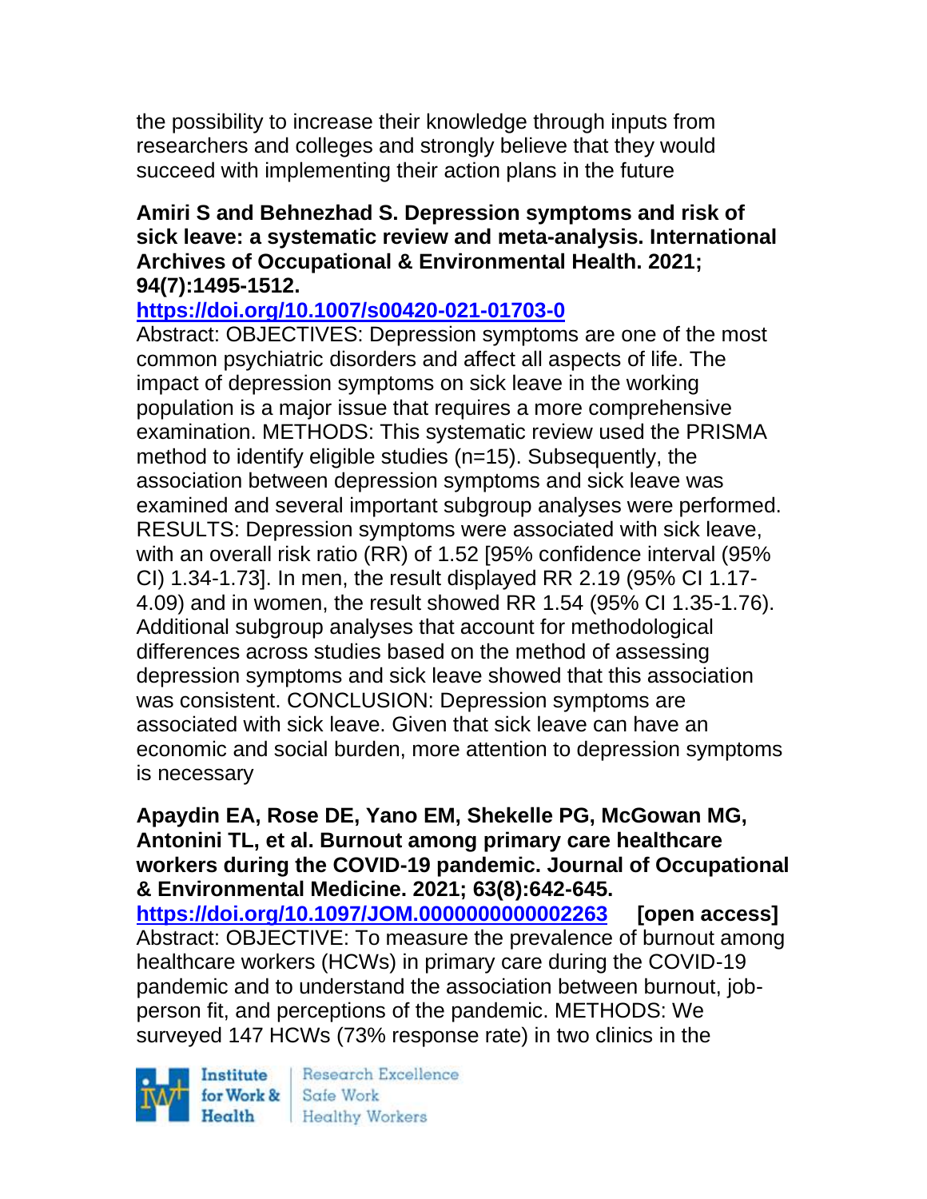the possibility to increase their knowledge through inputs from researchers and colleges and strongly believe that they would succeed with implementing their action plans in the future

**Amiri S and Behnezhad S. Depression symptoms and risk of sick leave: a systematic review and meta-analysis. International Archives of Occupational & Environmental Health. 2021; 94(7):1495-1512.**

**https://doi.org/10.1007/s00420-021-01703-0**

Abstract: OBJECTIVES: Depression symptoms are one of the most common psychiatric disorders and affect all aspects of life. The impact of depression symptoms on sick leave in the working population is a major issue that requires a more comprehensive examination. METHODS: This systematic review used the PRISMA method to identify eligible studies (n=15). Subsequently, the association between depression symptoms and sick leave was examined and several important subgroup analyses were performed. RESULTS: Depression symptoms were associated with sick leave, with an overall risk ratio (RR) of 1.52 [95% confidence interval (95% CI) 1.34-1.73]. In men, the result displayed RR 2.19 (95% CI 1.17-4.09) and in women, the result showed RR 1.54 (95% CI 1.35-1.76). Additional subgroup analyses that account for methodological differences across studies based on the method of assessing depression symptoms and sick leave showed that this association was consistent. CONCLUSION: Depression symptoms are associated with sick leave. Given that sick leave can have an economic and social burden, more attention to depression symptoms is necessary

**Apaydin EA, Rose DE, Yano EM, Shekelle PG, McGowan MG, Antonini TL, et al. Burnout among primary care healthcare workers during the COVID-19 pandemic. Journal of Occupational & Environmental Medicine. 2021; 63(8):642-645.**

**https://doi.org/10.1097/JOM.0000000000002263 [open access]**

Abstract: OBJECTIVE: To measure the prevalence of burnout among healthcare workers (HCWs) in primary care during the COVID-19 pandemic and to understand the association between burnout, job-person fit, and perceptions of the pandemic. METHODS: We surveyed 147 HCWs (73% response rate) in two clinics in the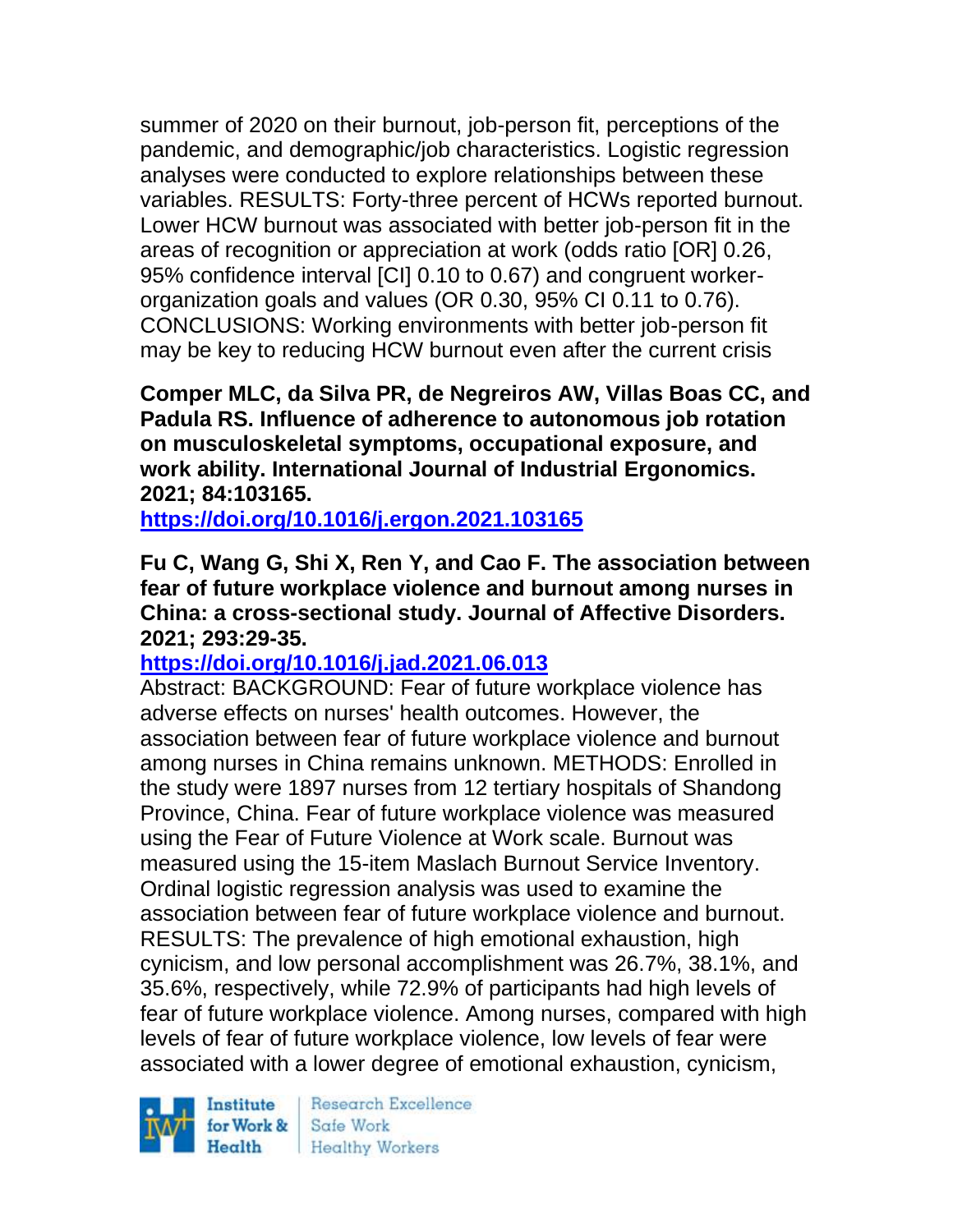summer of 2020 on their burnout, job-person fit, perceptions of the pandemic, and demographic/job characteristics. Logistic regression analyses were conducted to explore relationships between these variables. RESULTS: Forty-three percent of HCWs reported burnout. Lower HCW burnout was associated with better job-person fit in the areas of recognition or appreciation at work (odds ratio [OR] 0.26, 95% confidence interval [CI] 0.10 to 0.67) and congruent worker-organization goals and values (OR 0.30, 95% CI 0.11 to 0.76). CONCLUSIONS: Working environments with better job-person fit may be key to reducing HCW burnout even after the current crisis

**Comper MLC, da Silva PR, de Negreiros AW, Villas Boas CC, and Padula RS. Influence of adherence to autonomous job rotation on musculoskeletal symptoms, occupational exposure, and work ability. International Journal of Industrial Ergonomics. 2021; 84:103165.**

**https://doi.org/10.1016/j.ergon.2021.103165**

**Fu C, Wang G, Shi X, Ren Y, and Cao F. The association between fear of future workplace violence and burnout among nurses in China: a cross-sectional study. Journal of Affective Disorders. 2021; 293:29-35.**

**https://doi.org/10.1016/j.jad.2021.06.013**

Abstract: BACKGROUND: Fear of future workplace violence has adverse effects on nurses' health outcomes. However, the association between fear of future workplace violence and burnout among nurses in China remains unknown. METHODS: Enrolled in the study were 1897 nurses from 12 tertiary hospitals of Shandong Province, China. Fear of future workplace violence was measured using the Fear of Future Violence at Work scale. Burnout was measured using the 15-item Maslach Burnout Service Inventory. Ordinal logistic regression analysis was used to examine the association between fear of future workplace violence and burnout. RESULTS: The prevalence of high emotional exhaustion, high cynicism, and low personal accomplishment was 26.7%, 38.1%, and 35.6%, respectively, while 72.9% of participants had high levels of fear of future workplace violence. Among nurses, compared with high levels of fear of future workplace violence, low levels of fear were associated with a lower degree of emotional exhaustion, cynicism,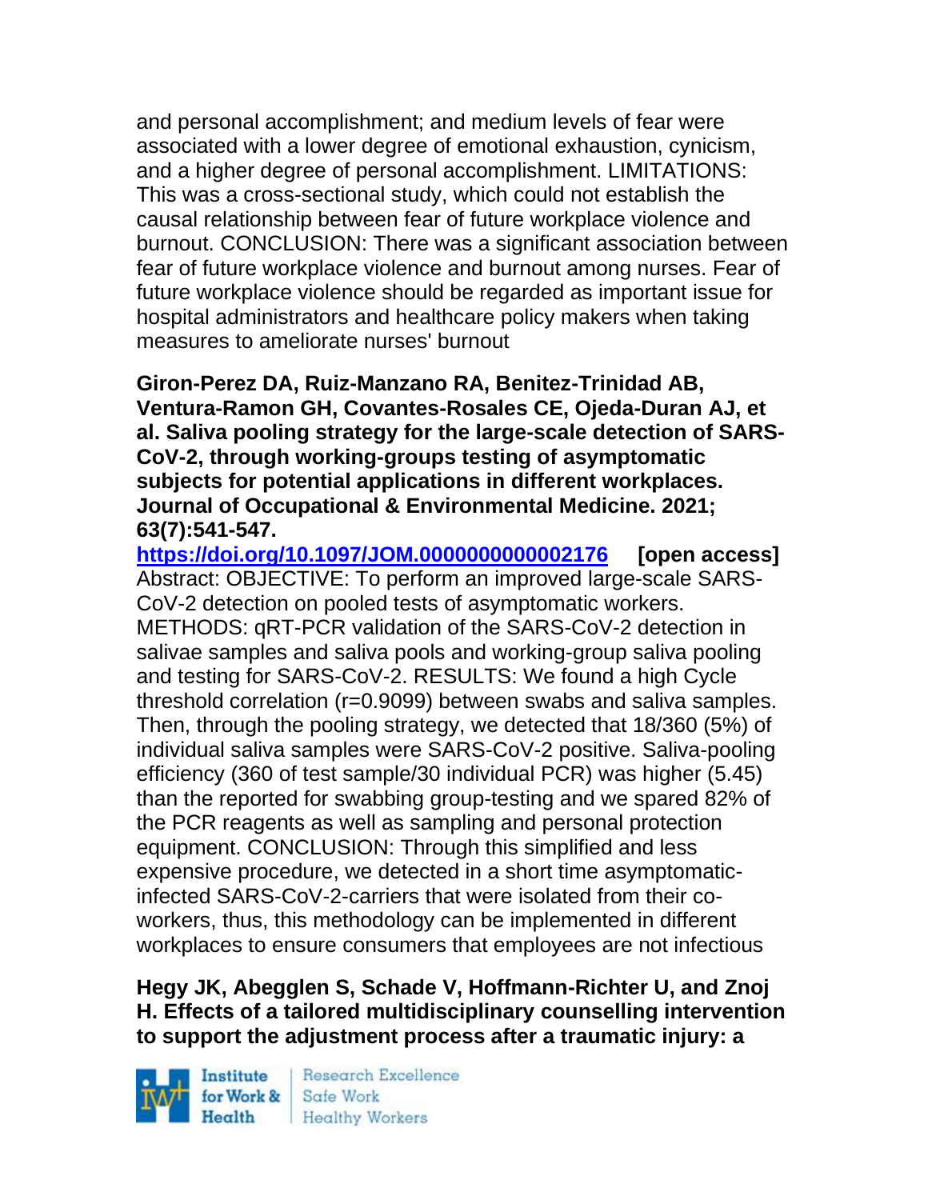and personal accomplishment; and medium levels of fear were associated with a lower degree of emotional exhaustion, cynicism, and a higher degree of personal accomplishment. LIMITATIONS: This was a cross-sectional study, which could not establish the causal relationship between fear of future workplace violence and burnout. CONCLUSION: There was a significant association between fear of future workplace violence and burnout among nurses. Fear of future workplace violence should be regarded as important issue for hospital administrators and healthcare policy makers when taking measures to ameliorate nurses' burnout

**Giron-Perez DA, Ruiz-Manzano RA, Benitez-Trinidad AB, Ventura-Ramon GH, Covantes-Rosales CE, Ojeda-Duran AJ, et al. Saliva pooling strategy for the large-scale detection of SARS-CoV-2, through working-groups testing of asymptomatic subjects for potential applications in different workplaces. Journal of Occupational & Environmental Medicine. 2021; 63(7):541-547.**

**https://doi.org/10.1097/JOM.0000000000002176** **[open access]**

Abstract: OBJECTIVE: To perform an improved large-scale SARS-CoV-2 detection on pooled tests of asymptomatic workers. METHODS: qRT-PCR validation of the SARS-CoV-2 detection in salivae samples and saliva pools and working-group saliva pooling and testing for SARS-CoV-2. RESULTS: We found a high Cycle threshold correlation (r=0.9099) between swabs and saliva samples. Then, through the pooling strategy, we detected that 18/360 (5%) of individual saliva samples were SARS-CoV-2 positive. Saliva-pooling efficiency (360 of test sample/30 individual PCR) was higher (5.45) than the reported for swabbing group-testing and we spared 82% of the PCR reagents as well as sampling and personal protection equipment. CONCLUSION: Through this simplified and less expensive procedure, we detected in a short time asymptomatic-infected SARS-CoV-2-carriers that were isolated from their co-workers, thus, this methodology can be implemented in different workplaces to ensure consumers that employees are not infectious

**Hegy JK, Abegglen S, Schade V, Hoffmann-Richter U, and Znoj H. Effects of a tailored multidisciplinary counselling intervention to support the adjustment process after a traumatic injury: a**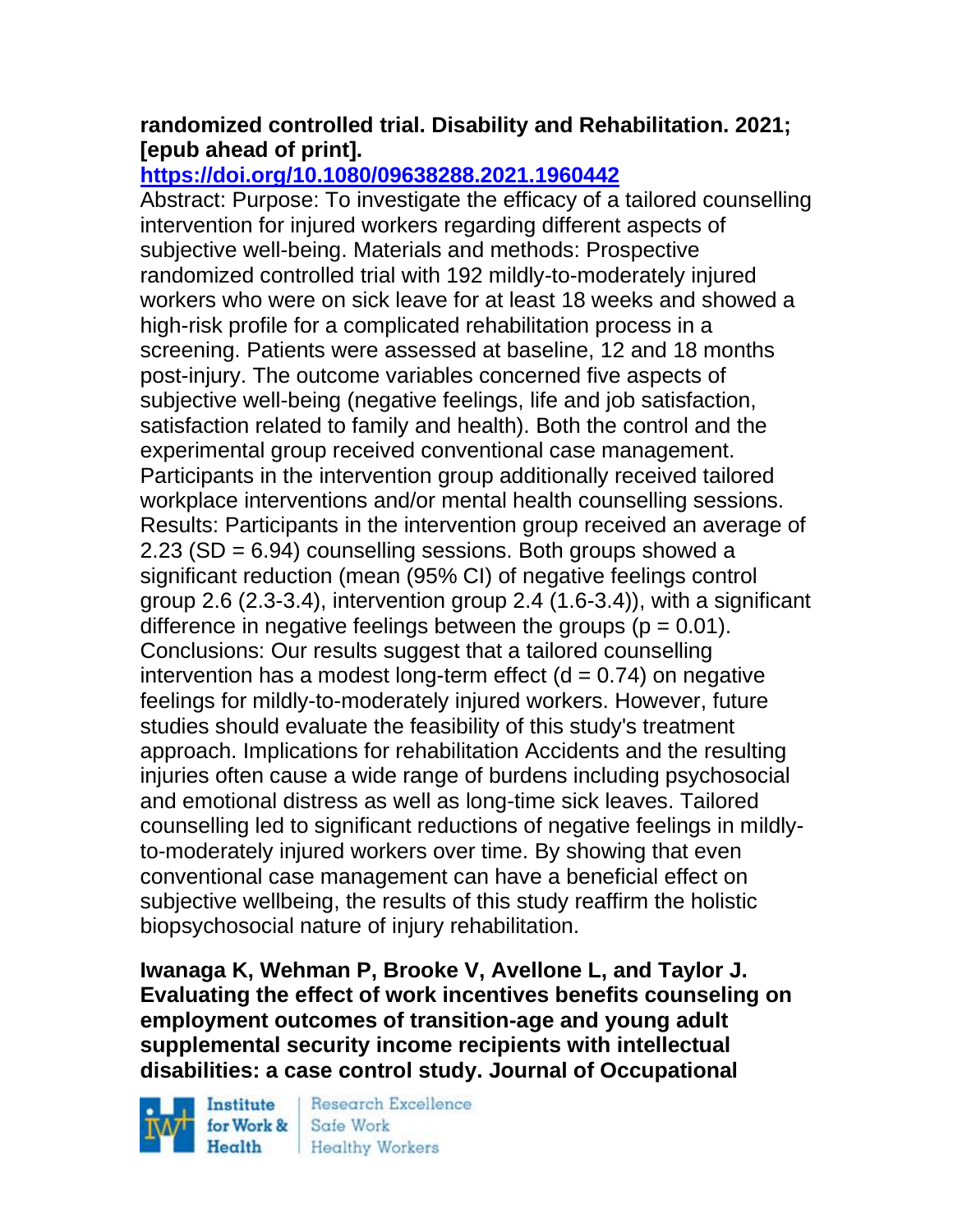**randomized controlled trial. Disability and Rehabilitation. 2021; [epub ahead of print].**

**https://doi.org/10.1080/09638288.2021.1960442**

Abstract: Purpose: To investigate the efficacy of a tailored counselling intervention for injured workers regarding different aspects of subjective well-being. Materials and methods: Prospective randomized controlled trial with 192 mildly-to-moderately injured workers who were on sick leave for at least 18 weeks and showed a high-risk profile for a complicated rehabilitation process in a screening. Patients were assessed at baseline, 12 and 18 months post-injury. The outcome variables concerned five aspects of subjective well-being (negative feelings, life and job satisfaction, satisfaction related to family and health). Both the control and the experimental group received conventional case management. Participants in the intervention group additionally received tailored workplace interventions and/or mental health counselling sessions. Results: Participants in the intervention group received an average of 2.23 (SD = 6.94) counselling sessions. Both groups showed a significant reduction (mean (95% CI) of negative feelings control group 2.6 (2.3-3.4), intervention group 2.4 (1.6-3.4)), with a significant difference in negative feelings between the groups ($p = 0.01$). Conclusions: Our results suggest that a tailored counselling intervention has a modest long-term effect ($d = 0.74$) on negative feelings for mildly-to-moderately injured workers. However, future studies should evaluate the feasibility of this study's treatment approach. Implications for rehabilitation Accidents and the resulting injuries often cause a wide range of burdens including psychosocial and emotional distress as well as long-time sick leaves. Tailored counselling led to significant reductions of negative feelings in mildly-to-moderately injured workers over time. By showing that even conventional case management can have a beneficial effect on subjective wellbeing, the results of this study reaffirm the holistic biopsychosocial nature of injury rehabilitation.

**Iwanaga K, Wehman P, Brooke V, Avellone L, and Taylor J. Evaluating the effect of work incentives benefits counseling on employment outcomes of transition-age and young adult supplemental security income recipients with intellectual disabilities: a case control study. Journal of Occupational**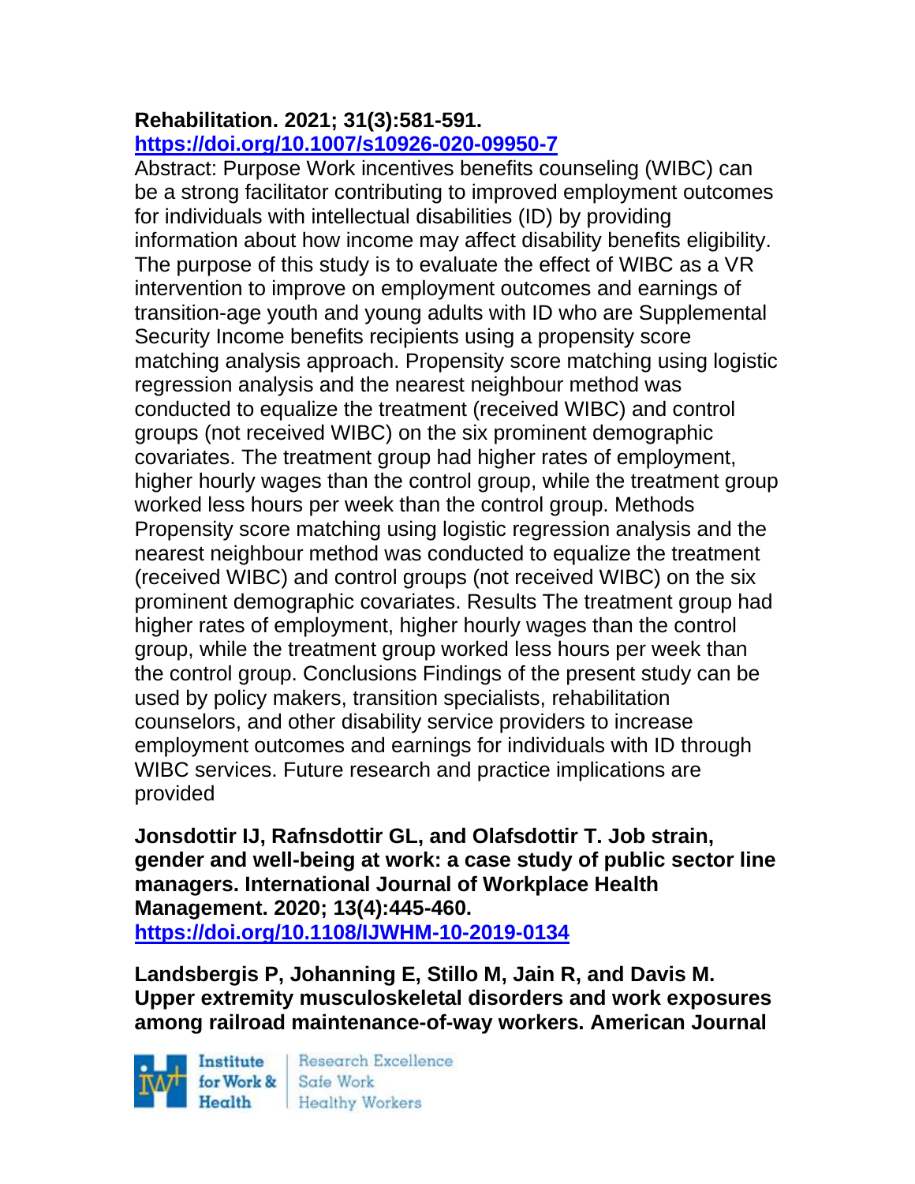**Rehabilitation. 2021; 31(3):581-591.**
**https://doi.org/10.1007/s10926-020-09950-7**

Abstract: Purpose Work incentives benefits counseling (WIBC) can be a strong facilitator contributing to improved employment outcomes for individuals with intellectual disabilities (ID) by providing information about how income may affect disability benefits eligibility. The purpose of this study is to evaluate the effect of WIBC as a VR intervention to improve on employment outcomes and earnings of transition-age youth and young adults with ID who are Supplemental Security Income benefits recipients using a propensity score matching analysis approach. Propensity score matching using logistic regression analysis and the nearest neighbour method was conducted to equalize the treatment (received WIBC) and control groups (not received WIBC) on the six prominent demographic covariates. The treatment group had higher rates of employment, higher hourly wages than the control group, while the treatment group worked less hours per week than the control group. Methods Propensity score matching using logistic regression analysis and the nearest neighbour method was conducted to equalize the treatment (received WIBC) and control groups (not received WIBC) on the six prominent demographic covariates. Results The treatment group had higher rates of employment, higher hourly wages than the control group, while the treatment group worked less hours per week than the control group. Conclusions Findings of the present study can be used by policy makers, transition specialists, rehabilitation counselors, and other disability service providers to increase employment outcomes and earnings for individuals with ID through WIBC services. Future research and practice implications are provided

**Jonsdottir IJ, Rafnsdottir GL, and Olafsdottir T. Job strain, gender and well-being at work: a case study of public sector line managers. International Journal of Workplace Health Management. 2020; 13(4):445-460.**
**https://doi.org/10.1108/IJWHM-10-2019-0134**

**Landsbergis P, Johanning E, Stillo M, Jain R, and Davis M. Upper extremity musculoskeletal disorders and work exposures among railroad maintenance-of-way workers. American Journal**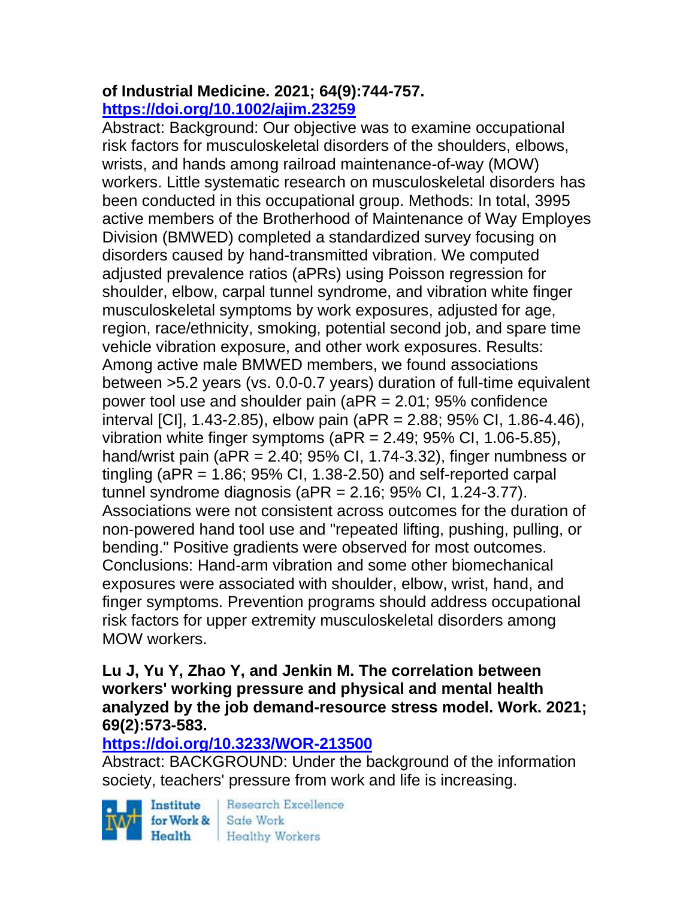**of Industrial Medicine. 2021; 64(9):744-757.**
**https://doi.org/10.1002/ajim.23259**

Abstract: Background: Our objective was to examine occupational risk factors for musculoskeletal disorders of the shoulders, elbows, wrists, and hands among railroad maintenance-of-way (MOW) workers. Little systematic research on musculoskeletal disorders has been conducted in this occupational group. Methods: In total, 3995 active members of the Brotherhood of Maintenance of Way Employes Division (BMWED) completed a standardized survey focusing on disorders caused by hand-transmitted vibration. We computed adjusted prevalence ratios (aPRs) using Poisson regression for shoulder, elbow, carpal tunnel syndrome, and vibration white finger musculoskeletal symptoms by work exposures, adjusted for age, region, race/ethnicity, smoking, potential second job, and spare time vehicle vibration exposure, and other work exposures. Results: Among active male BMWED members, we found associations between >5.2 years (vs. 0.0-0.7 years) duration of full-time equivalent power tool use and shoulder pain (aPR = 2.01; 95% confidence interval [CI], 1.43-2.85), elbow pain (aPR = 2.88; 95% CI, 1.86-4.46), vibration white finger symptoms (aPR = 2.49; 95% CI, 1.06-5.85), hand/wrist pain (aPR = 2.40; 95% CI, 1.74-3.32), finger numbness or tingling (aPR = 1.86; 95% CI, 1.38-2.50) and self-reported carpal tunnel syndrome diagnosis (aPR = 2.16; 95% CI, 1.24-3.77). Associations were not consistent across outcomes for the duration of non-powered hand tool use and "repeated lifting, pushing, pulling, or bending." Positive gradients were observed for most outcomes. Conclusions: Hand-arm vibration and some other biomechanical exposures were associated with shoulder, elbow, wrist, hand, and finger symptoms. Prevention programs should address occupational risk factors for upper extremity musculoskeletal disorders among MOW workers.

**Lu J, Yu Y, Zhao Y, and Jenkin M. The correlation between workers' working pressure and physical and mental health analyzed by the job demand-resource stress model. Work. 2021; 69(2):573-583.**
**https://doi.org/10.3233/WOR-213500**

Abstract: BACKGROUND: Under the background of the information society, teachers' pressure from work and life is increasing.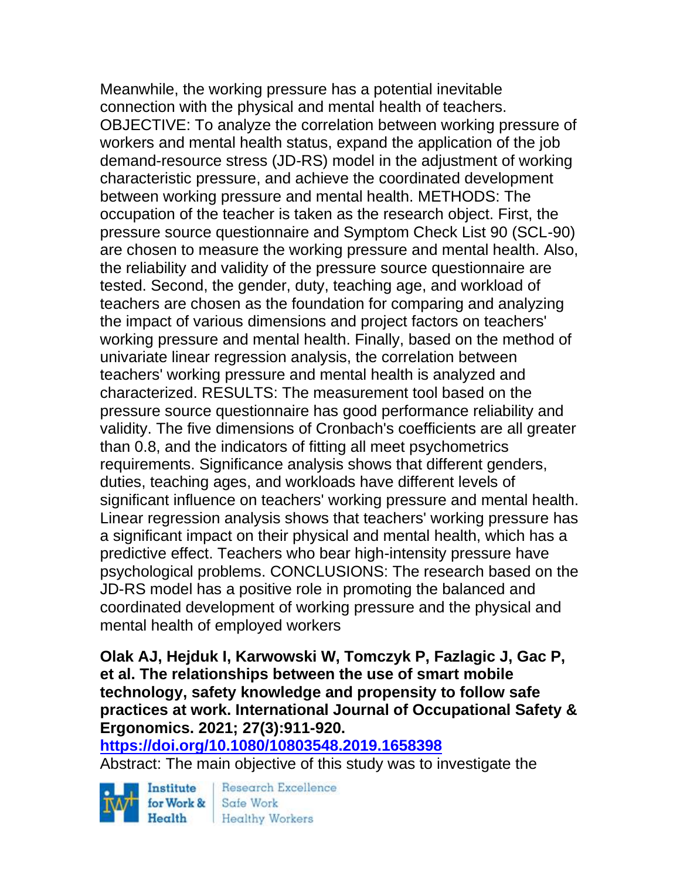Meanwhile, the working pressure has a potential inevitable connection with the physical and mental health of teachers. OBJECTIVE: To analyze the correlation between working pressure of workers and mental health status, expand the application of the job demand-resource stress (JD-RS) model in the adjustment of working characteristic pressure, and achieve the coordinated development between working pressure and mental health. METHODS: The occupation of the teacher is taken as the research object. First, the pressure source questionnaire and Symptom Check List 90 (SCL-90) are chosen to measure the working pressure and mental health. Also, the reliability and validity of the pressure source questionnaire are tested. Second, the gender, duty, teaching age, and workload of teachers are chosen as the foundation for comparing and analyzing the impact of various dimensions and project factors on teachers' working pressure and mental health. Finally, based on the method of univariate linear regression analysis, the correlation between teachers' working pressure and mental health is analyzed and characterized. RESULTS: The measurement tool based on the pressure source questionnaire has good performance reliability and validity. The five dimensions of Cronbach's coefficients are all greater than 0.8, and the indicators of fitting all meet psychometrics requirements. Significance analysis shows that different genders, duties, teaching ages, and workloads have different levels of significant influence on teachers' working pressure and mental health. Linear regression analysis shows that teachers' working pressure has a significant impact on their physical and mental health, which has a predictive effect. Teachers who bear high-intensity pressure have psychological problems. CONCLUSIONS: The research based on the JD-RS model has a positive role in promoting the balanced and coordinated development of working pressure and the physical and mental health of employed workers

**Olak AJ, Hejduk I, Karwowski W, Tomczyk P, Fazlagic J, Gac P, et al. The relationships between the use of smart mobile technology, safety knowledge and propensity to follow safe practices at work. International Journal of Occupational Safety & Ergonomics. 2021; 27(3):911-920.**

**https://doi.org/10.1080/10803548.2019.1658398**

Abstract: The main objective of this study was to investigate the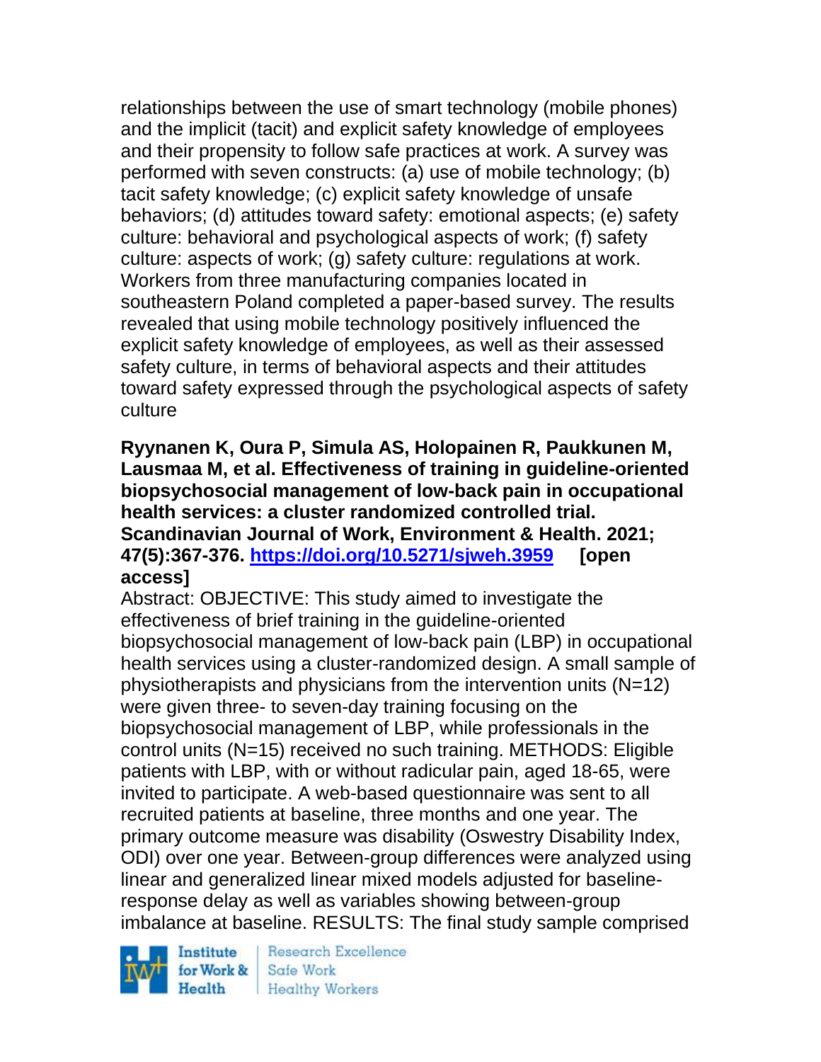relationships between the use of smart technology (mobile phones) and the implicit (tacit) and explicit safety knowledge of employees and their propensity to follow safe practices at work. A survey was performed with seven constructs: (a) use of mobile technology; (b) tacit safety knowledge; (c) explicit safety knowledge of unsafe behaviors; (d) attitudes toward safety: emotional aspects; (e) safety culture: behavioral and psychological aspects of work; (f) safety culture: aspects of work; (g) safety culture: regulations at work. Workers from three manufacturing companies located in southeastern Poland completed a paper-based survey. The results revealed that using mobile technology positively influenced the explicit safety knowledge of employees, as well as their assessed safety culture, in terms of behavioral aspects and their attitudes toward safety expressed through the psychological aspects of safety culture

**Ryynanen K, Oura P, Simula AS, Holopainen R, Paukkunen M, Lausmaa M, et al. Effectiveness of training in guideline-oriented biopsychosocial management of low-back pain in occupational health services: a cluster randomized controlled trial. Scandinavian Journal of Work, Environment & Health. 2021; 47(5):367-376. https://doi.org/10.5271/sjweh.3959 [open access]**

Abstract: OBJECTIVE: This study aimed to investigate the effectiveness of brief training in the guideline-oriented biopsychosocial management of low-back pain (LBP) in occupational health services using a cluster-randomized design. A small sample of physiotherapists and physicians from the intervention units (N=12) were given three- to seven-day training focusing on the biopsychosocial management of LBP, while professionals in the control units (N=15) received no such training. METHODS: Eligible patients with LBP, with or without radicular pain, aged 18-65, were invited to participate. A web-based questionnaire was sent to all recruited patients at baseline, three months and one year. The primary outcome measure was disability (Oswestry Disability Index, ODI) over one year. Between-group differences were analyzed using linear and generalized linear mixed models adjusted for baseline-response delay as well as variables showing between-group imbalance at baseline. RESULTS: The final study sample comprised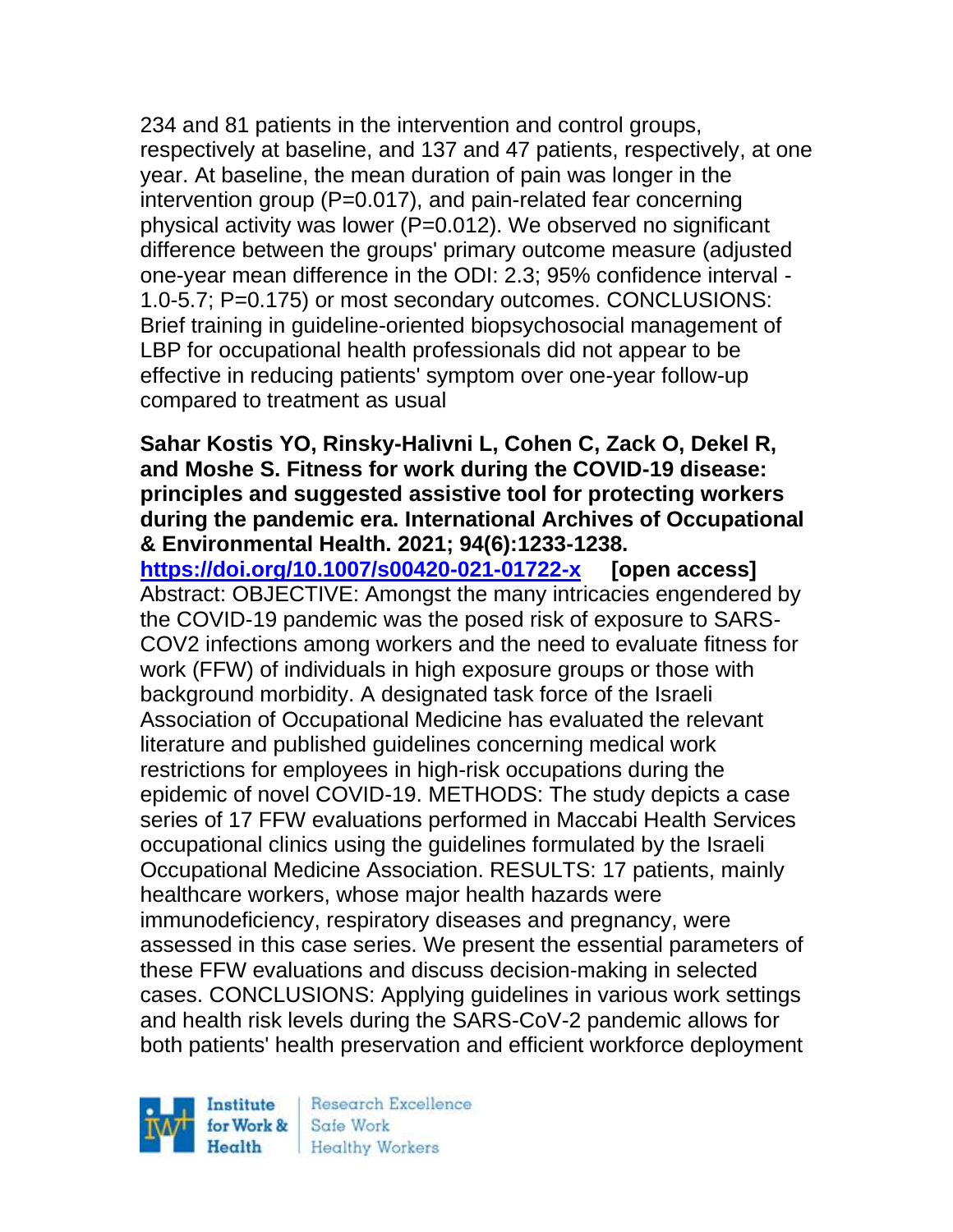234 and 81 patients in the intervention and control groups, respectively at baseline, and 137 and 47 patients, respectively, at one year. At baseline, the mean duration of pain was longer in the intervention group (P=0.017), and pain-related fear concerning physical activity was lower (P=0.012). We observed no significant difference between the groups' primary outcome measure (adjusted one-year mean difference in the ODI: 2.3; 95% confidence interval -1.0-5.7; P=0.175) or most secondary outcomes. CONCLUSIONS: Brief training in guideline-oriented biopsychosocial management of LBP for occupational health professionals did not appear to be effective in reducing patients' symptom over one-year follow-up compared to treatment as usual

**Sahar Kostis YO, Rinsky-Halivni L, Cohen C, Zack O, Dekel R, and Moshe S. Fitness for work during the COVID-19 disease: principles and suggested assistive tool for protecting workers during the pandemic era. International Archives of Occupational & Environmental Health. 2021; 94(6):1233-1238.**
**https://doi.org/10.1007/s00420-021-01722-x [open access]**
Abstract: OBJECTIVE: Amongst the many intricacies engendered by the COVID-19 pandemic was the posed risk of exposure to SARS-COV2 infections among workers and the need to evaluate fitness for work (FFW) of individuals in high exposure groups or those with background morbidity. A designated task force of the Israeli Association of Occupational Medicine has evaluated the relevant literature and published guidelines concerning medical work restrictions for employees in high-risk occupations during the epidemic of novel COVID-19. METHODS: The study depicts a case series of 17 FFW evaluations performed in Maccabi Health Services occupational clinics using the guidelines formulated by the Israeli Occupational Medicine Association. RESULTS: 17 patients, mainly healthcare workers, whose major health hazards were immunodeficiency, respiratory diseases and pregnancy, were assessed in this case series. We present the essential parameters of these FFW evaluations and discuss decision-making in selected cases. CONCLUSIONS: Applying guidelines in various work settings and health risk levels during the SARS-CoV-2 pandemic allows for both patients' health preservation and efficient workforce deployment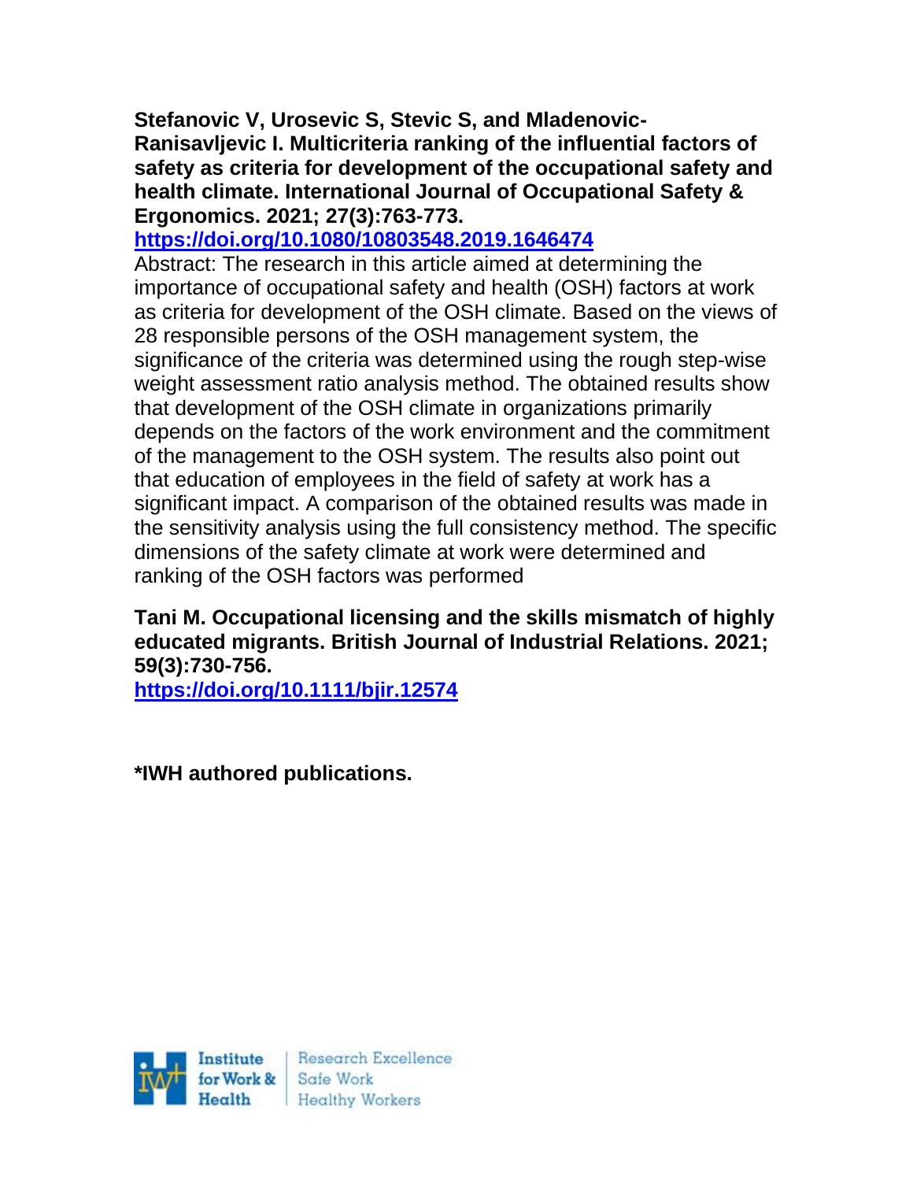**Stefanovic V, Urosevic S, Stevic S, and Mladenovic-Ranisavljevic I. Multicriteria ranking of the influential factors of safety as criteria for development of the occupational safety and health climate. International Journal of Occupational Safety & Ergonomics. 2021; 27(3):763-773.**

https://doi.org/10.1080/10803548.2019.1646474

Abstract: The research in this article aimed at determining the importance of occupational safety and health (OSH) factors at work as criteria for development of the OSH climate. Based on the views of 28 responsible persons of the OSH management system, the significance of the criteria was determined using the rough step-wise weight assessment ratio analysis method. The obtained results show that development of the OSH climate in organizations primarily depends on the factors of the work environment and the commitment of the management to the OSH system. The results also point out that education of employees in the field of safety at work has a significant impact. A comparison of the obtained results was made in the sensitivity analysis using the full consistency method. The specific dimensions of the safety climate at work were determined and ranking of the OSH factors was performed

**Tani M. Occupational licensing and the skills mismatch of highly educated migrants. British Journal of Industrial Relations. 2021; 59(3):730-756.**

https://doi.org/10.1111/bjir.12574

**\*IWH authored publications.**